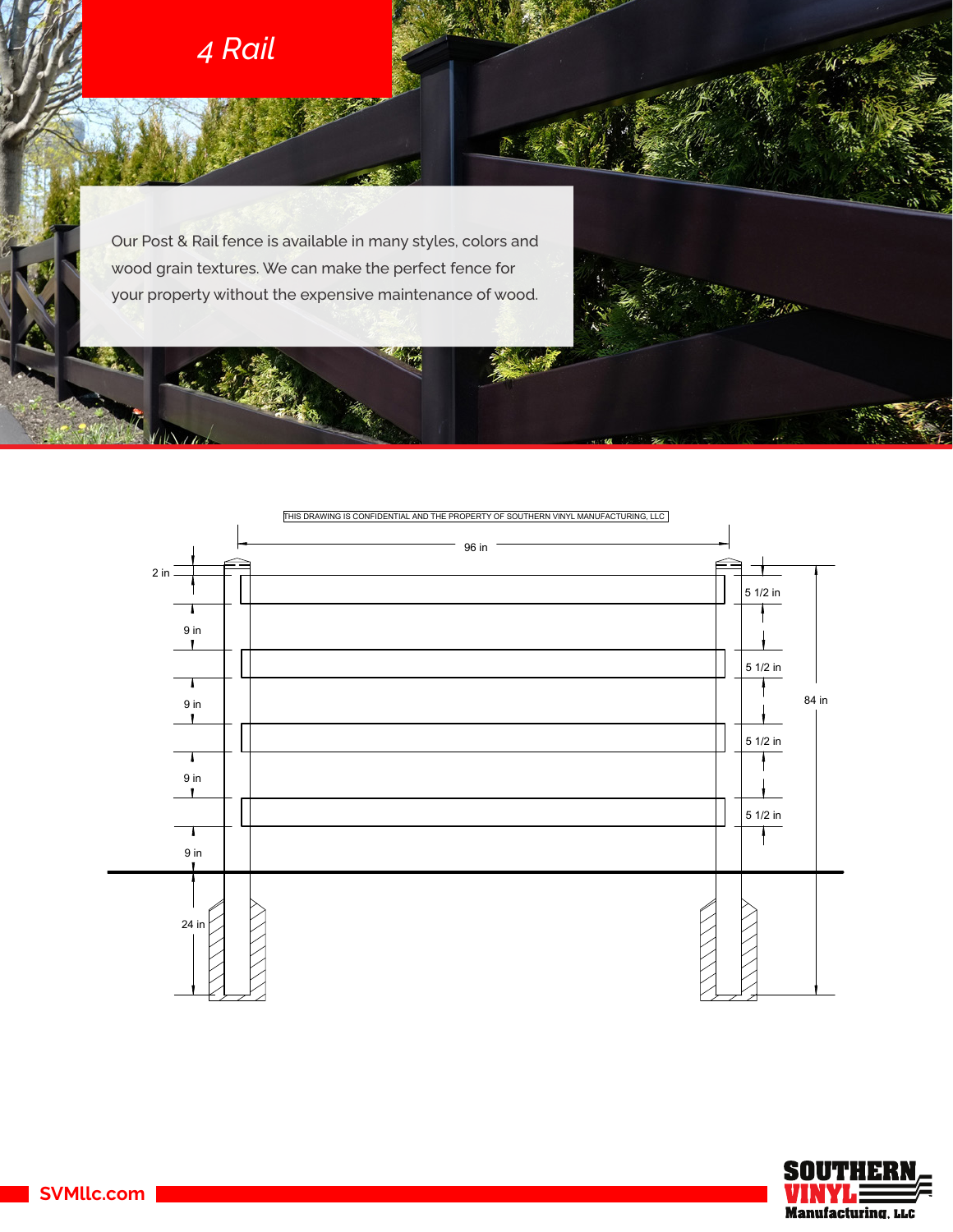# 4 Rail

Our Post & Rail fence is available in many styles, colors and wood grain textures. We can make the perfect fence for your property without the expensive maintenance of wood.

THIS DRAWING IS CONFIDENTIAL AND THE PROPERTY OF SOUTHERN VINYL MANUFACTURING, LLC

96 in

2 in

9 in

9 in

9 in

9 in

24 in

5 1/2 in

5 1/2 in

5 1/2 in

5 1/2 in

84 in

SVMllc.com

SOUTHERN VINYL Manufacturing, LLC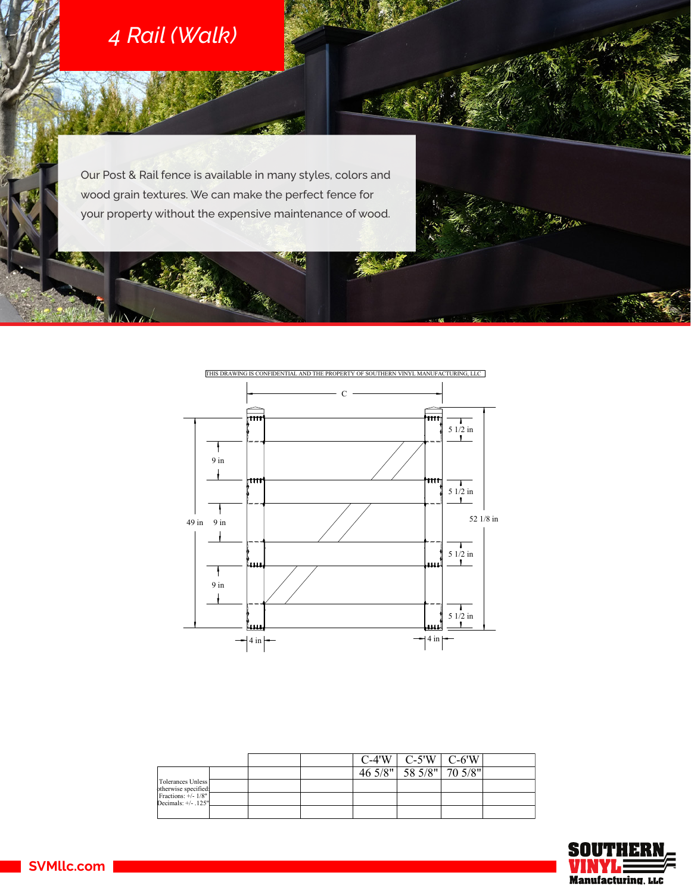# 4 Rail (Walk)

Our Post & Rail fence is available in many styles, colors and wood grain textures. We can make the perfect fence for your property without the expensive maintenance of wood.

THIS DRAWING IS CONFIDENTIAL AND THE PROPERTY OF SOUTHERN VINYL MANUFACTURING, LLC

C

5 1/2 in

9 in

5 1/2 in

49 in

9 in

52 1/8 in

5 1/2 in

9 in

5 1/2 in

4 in

4 in

| | | | | C-4'W | C-5'W | C-6'W | |
|---|---|---|---|---|---|---|---|
| Tolerances Unless otherwise specified: Fractions: +/- 1/8" Decimals: +/- .125" | | | | 46 5/8" | 58 5/8" | 70 5/8" | |
| | | | | | | | |
| | | | | | | | |
| | | | | | | | |

SVMllc.com

SOUTHERN VINYL Manufacturing, LLC